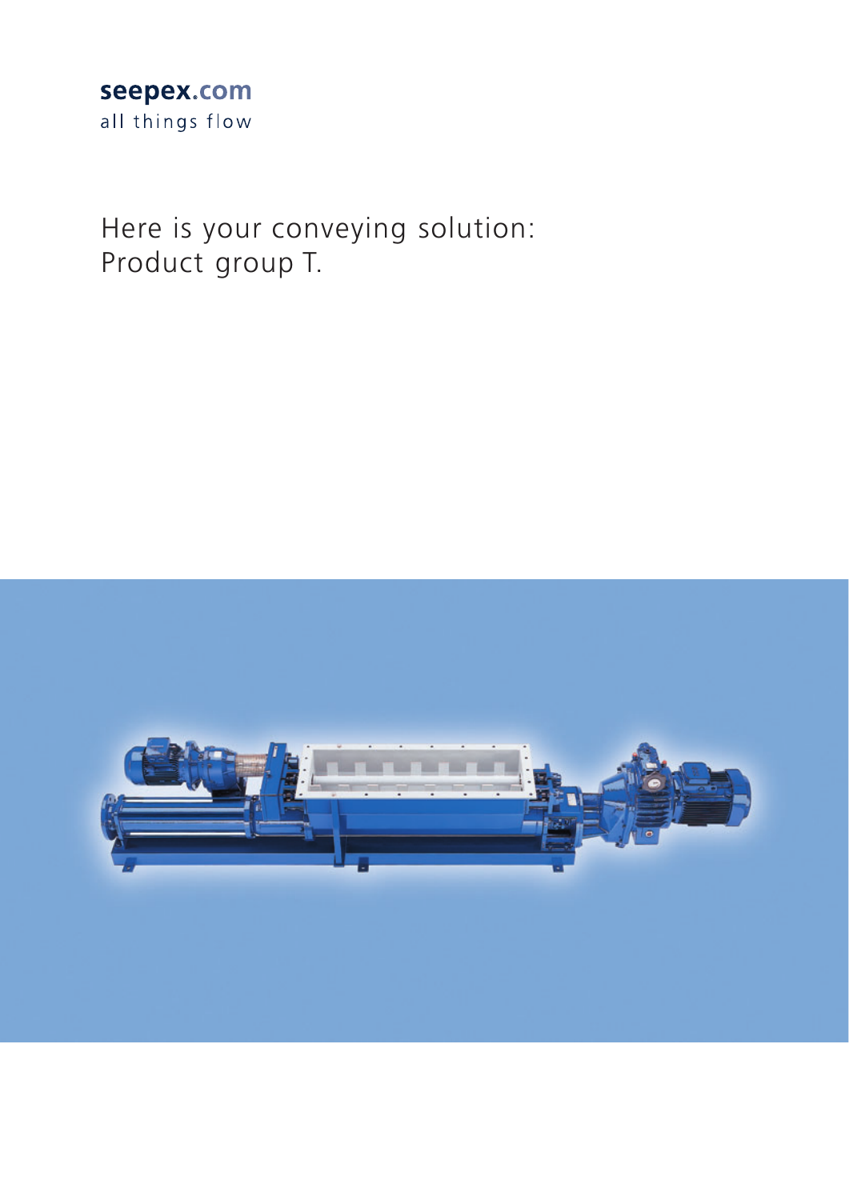seepex.com
all things flow

# Here is your conveying solution: Product group T.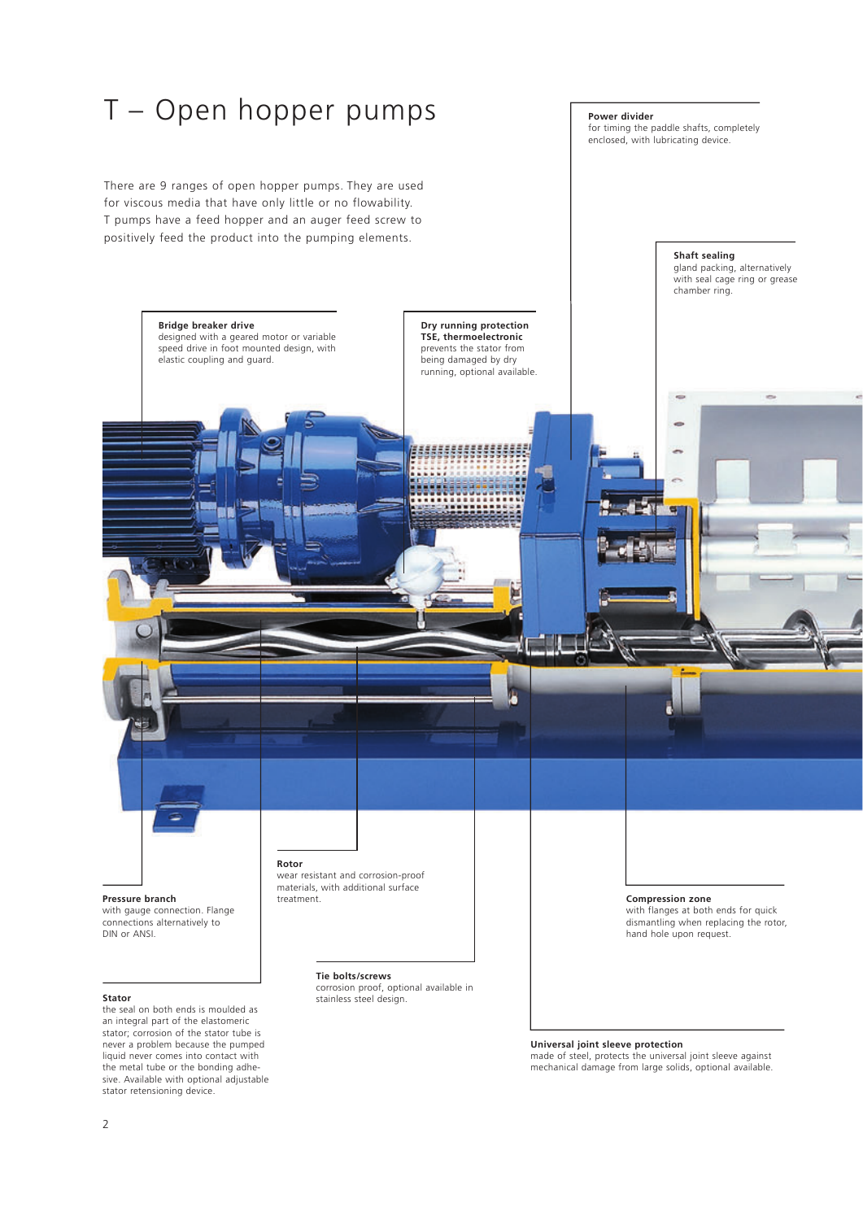# T – Open hopper pumps

There are 9 ranges of open hopper pumps. They are used for viscous media that have only little or no flowability. T pumps have a feed hopper and an auger feed screw to positively feed the product into the pumping elements.

**Power divider**
for timing the paddle shafts, completely enclosed, with lubricating device.

**Shaft sealing**
gland packing, alternatively with seal cage ring or grease chamber ring.

**Bridge breaker drive**
designed with a geared motor or variable speed drive in foot mounted design, with elastic coupling and guard.

**Dry running protection TSE, thermoelectronic**
prevents the stator from being damaged by dry running, optional available.

**Rotor**
wear resistant and corrosion-proof materials, with additional surface treatment.

**Pressure branch**
with gauge connection. Flange connections alternatively to DIN or ANSI.

**Compression zone**
with flanges at both ends for quick dismantling when replacing the rotor, hand hole upon request.

**Tie bolts/screws**
corrosion proof, optional available in stainless steel design.

**Stator**
the seal on both ends is moulded as an integral part of the elastomeric stator; corrosion of the stator tube is never a problem because the pumped liquid never comes into contact with the metal tube or the bonding adhesive. Available with optional adjustable stator retensioning device.

**Universal joint sleeve protection**
made of steel, protects the universal joint sleeve against mechanical damage from large solids, optional available.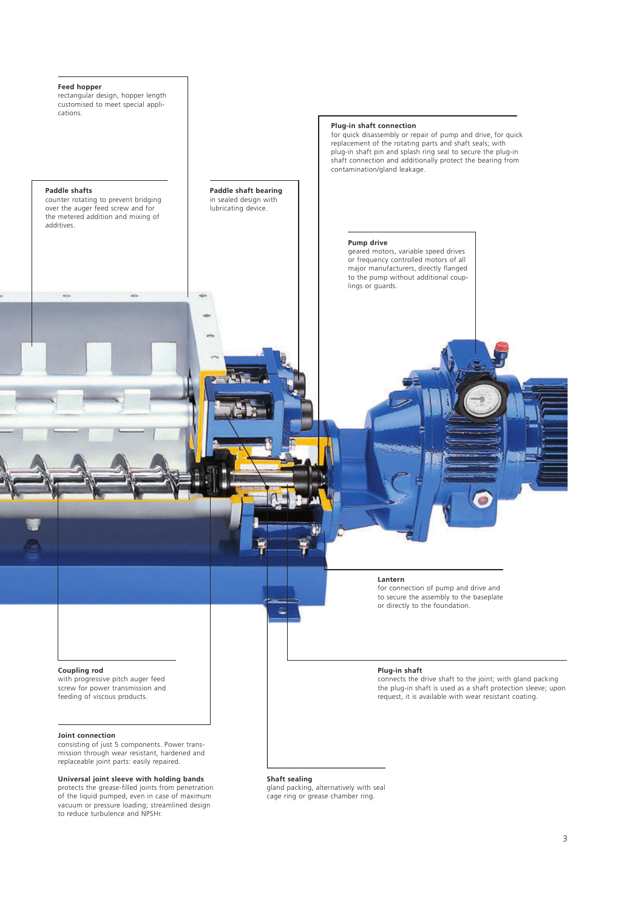**Feed hopper**
rectangular design, hopper length customised to meet special applications.

**Paddle shafts**
counter rotating to prevent bridging over the auger feed screw and for the metered addition and mixing of additives.

**Paddle shaft bearing**
in sealed design with lubricating device.

**Plug-in shaft connection**
for quick disassembly or repair of pump and drive, for quick replacement of the rotating parts and shaft seals; with plug-in shaft pin and splash ring seal to secure the plug-in shaft connection and additionally protect the bearing from contamination/gland leakage.

**Pump drive**
geared motors, variable speed drives or frequency controlled motors of all major manufacturers, directly flanged to the pump without additional couplings or guards.

**Lantern**
for connection of pump and drive and to secure the assembly to the baseplate or directly to the foundation.

**Coupling rod**
with progressive pitch auger feed screw for power transmission and feeding of viscous products.

**Plug-in shaft**
connects the drive shaft to the joint; with gland packing the plug-in shaft is used as a shaft protection sleeve; upon request, it is available with wear resistant coating.

**Joint connection**
consisting of just 5 components. Power transmission through wear resistant, hardened and replaceable joint parts: easily repaired.

**Universal joint sleeve with holding bands**
protects the grease-filled joints from penetration of the liquid pumped, even in case of maximum vacuum or pressure loading; streamlined design to reduce turbulence and NPSHr.

**Shaft sealing**
gland packing, alternatively with seal cage ring or grease chamber ring.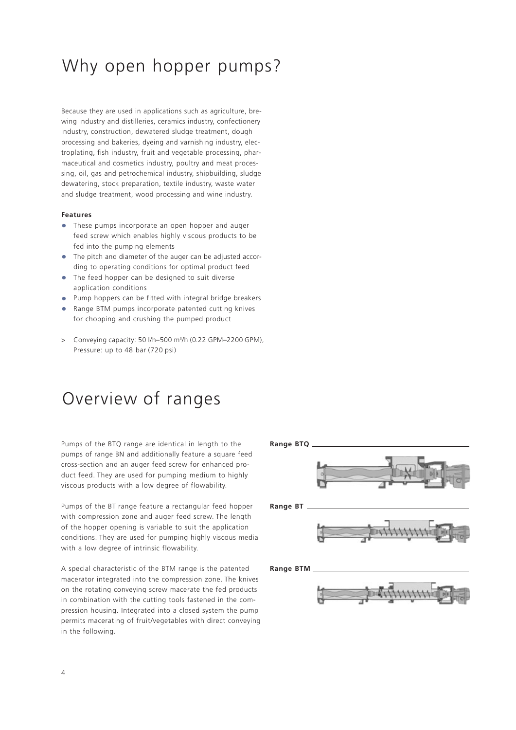# Why open hopper pumps?

Because they are used in applications such as agriculture, brewing industry and distilleries, ceramics industry, confectionery industry, construction, dewatered sludge treatment, dough processing and bakeries, dyeing and varnishing industry, electroplating, fish industry, fruit and vegetable processing, pharmaceutical and cosmetics industry, poultry and meat processing, oil, gas and petrochemical industry, shipbuilding, sludge dewatering, stock preparation, textile industry, waste water and sludge treatment, wood processing and wine industry.

**Features**

- These pumps incorporate an open hopper and auger feed screw which enables highly viscous products to be fed into the pumping elements
- The pitch and diameter of the auger can be adjusted according to operating conditions for optimal product feed
- The feed hopper can be designed to suit diverse application conditions
- Pump hoppers can be fitted with integral bridge breakers
- Range BTM pumps incorporate patented cutting knives for chopping and crushing the pumped product

> Conveying capacity: 50 l/h–500 m³/h (0.22 GPM–2200 GPM), Pressure: up to 48 bar (720 psi)

# Overview of ranges

Pumps of the BTQ range are identical in length to the pumps of range BN and additionally feature a square feed cross-section and an auger feed screw for enhanced product feed. They are used for pumping medium to highly viscous products with a low degree of flowability.

**Range BTQ**

Pumps of the BT range feature a rectangular feed hopper with compression zone and auger feed screw. The length of the hopper opening is variable to suit the application conditions. They are used for pumping highly viscous media with a low degree of intrinsic flowability.

**Range BT**

A special characteristic of the BTM range is the patented macerator integrated into the compression zone. The knives on the rotating conveying screw macerate the fed products in combination with the cutting tools fastened in the compression housing. Integrated into a closed system the pump permits macerating of fruit/vegetables with direct conveying in the following.

**Range BTM**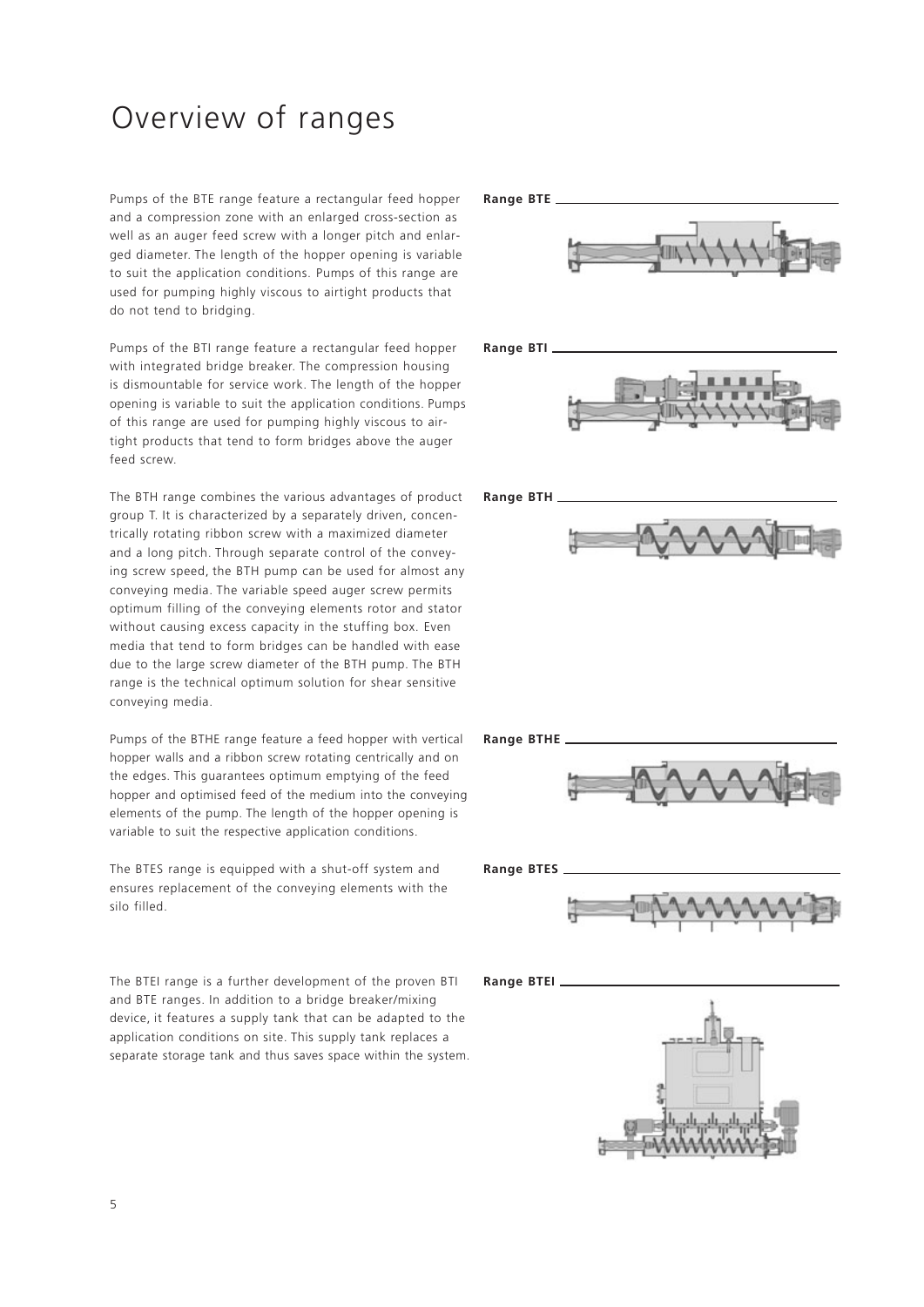# Overview of ranges

Pumps of the BTE range feature a rectangular feed hopper and a compression zone with an enlarged cross-section as well as an auger feed screw with a longer pitch and enlarged diameter. The length of the hopper opening is variable to suit the application conditions. Pumps of this range are used for pumping highly viscous to airtight products that do not tend to bridging.

**Range BTE**

Pumps of the BTI range feature a rectangular feed hopper with integrated bridge breaker. The compression housing is dismountable for service work. The length of the hopper opening is variable to suit the application conditions. Pumps of this range are used for pumping highly viscous to airtight products that tend to form bridges above the auger feed screw.

**Range BTI**

The BTH range combines the various advantages of product group T. It is characterized by a separately driven, concentrically rotating ribbon screw with a maximized diameter and a long pitch. Through separate control of the conveying screw speed, the BTH pump can be used for almost any conveying media. The variable speed auger screw permits optimum filling of the conveying elements rotor and stator without causing excess capacity in the stuffing box. Even media that tend to form bridges can be handled with ease due to the large screw diameter of the BTH pump. The BTH range is the technical optimum solution for shear sensitive conveying media.

**Range BTH**

Pumps of the BTHE range feature a feed hopper with vertical hopper walls and a ribbon screw rotating centrically and on the edges. This guarantees optimum emptying of the feed hopper and optimised feed of the medium into the conveying elements of the pump. The length of the hopper opening is variable to suit the respective application conditions.

**Range BTHE**

The BTES range is equipped with a shut-off system and ensures replacement of the conveying elements with the silo filled.

**Range BTES**

The BTEI range is a further development of the proven BTI and BTE ranges. In addition to a bridge breaker/mixing device, it features a supply tank that can be adapted to the application conditions on site. This supply tank replaces a separate storage tank and thus saves space within the system.

**Range BTEI**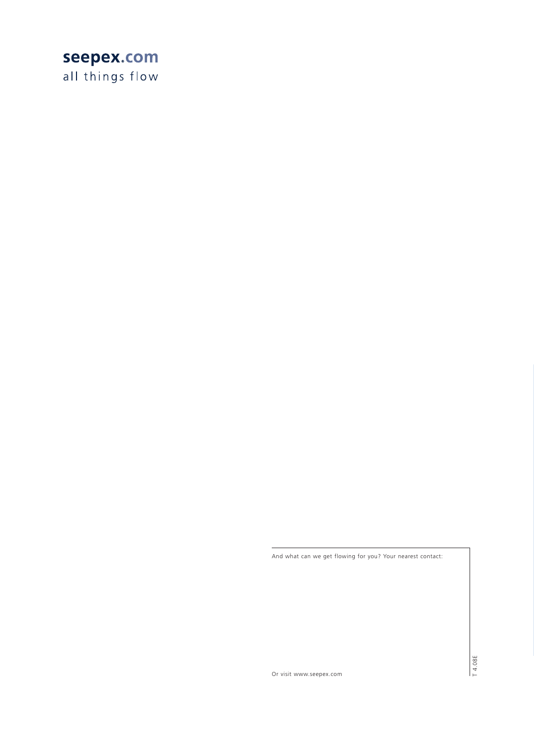**seepex.com**
all things flow

And what can we get flowing for you? Your nearest contact:

Or visit www.seepex.com

T 4.08E